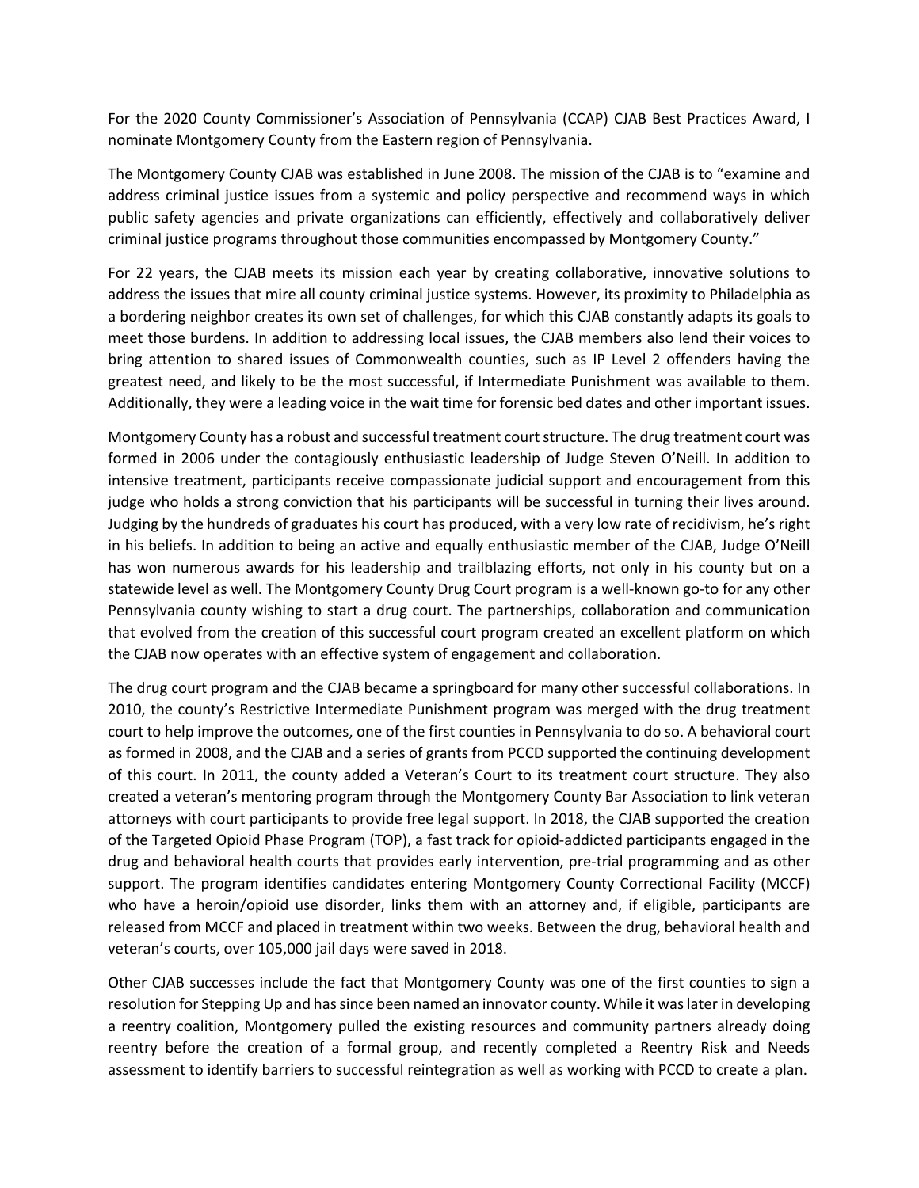For the 2020 County Commissioner's Association of Pennsylvania (CCAP) CJAB Best Practices Award, I nominate Montgomery County from the Eastern region of Pennsylvania.

The Montgomery County CJAB was established in June 2008. The mission of the CJAB is to "examine and address criminal justice issues from a systemic and policy perspective and recommend ways in which public safety agencies and private organizations can efficiently, effectively and collaboratively deliver criminal justice programs throughout those communities encompassed by Montgomery County."

For 22 years, the CJAB meets its mission each year by creating collaborative, innovative solutions to address the issues that mire all county criminal justice systems. However, its proximity to Philadelphia as a bordering neighbor creates its own set of challenges, for which this CJAB constantly adapts its goals to meet those burdens. In addition to addressing local issues, the CJAB members also lend their voices to bring attention to shared issues of Commonwealth counties, such as IP Level 2 offenders having the greatest need, and likely to be the most successful, if Intermediate Punishment was available to them. Additionally, they were a leading voice in the wait time for forensic bed dates and other important issues.

Montgomery County has a robust and successful treatment court structure. The drug treatment court was formed in 2006 under the contagiously enthusiastic leadership of Judge Steven O'Neill. In addition to intensive treatment, participants receive compassionate judicial support and encouragement from this judge who holds a strong conviction that his participants will be successful in turning their lives around. Judging by the hundreds of graduates his court has produced, with a very low rate of recidivism, he's right in his beliefs. In addition to being an active and equally enthusiastic member of the CJAB, Judge O'Neill has won numerous awards for his leadership and trailblazing efforts, not only in his county but on a statewide level as well. The Montgomery County Drug Court program is a well-known go-to for any other Pennsylvania county wishing to start a drug court. The partnerships, collaboration and communication that evolved from the creation of this successful court program created an excellent platform on which the CJAB now operates with an effective system of engagement and collaboration.

The drug court program and the CJAB became a springboard for many other successful collaborations. In 2010, the county's Restrictive Intermediate Punishment program was merged with the drug treatment court to help improve the outcomes, one of the first counties in Pennsylvania to do so. A behavioral court as formed in 2008, and the CJAB and a series of grants from PCCD supported the continuing development of this court. In 2011, the county added a Veteran's Court to its treatment court structure. They also created a veteran's mentoring program through the Montgomery County Bar Association to link veteran attorneys with court participants to provide free legal support. In 2018, the CJAB supported the creation of the Targeted Opioid Phase Program (TOP), a fast track for opioid-addicted participants engaged in the drug and behavioral health courts that provides early intervention, pre-trial programming and as other support. The program identifies candidates entering Montgomery County Correctional Facility (MCCF) who have a heroin/opioid use disorder, links them with an attorney and, if eligible, participants are released from MCCF and placed in treatment within two weeks. Between the drug, behavioral health and veteran's courts, over 105,000 jail days were saved in 2018.

Other CJAB successes include the fact that Montgomery County was one of the first counties to sign a resolution for Stepping Up and has since been named an innovator county. While it was later in developing a reentry coalition, Montgomery pulled the existing resources and community partners already doing reentry before the creation of a formal group, and recently completed a Reentry Risk and Needs assessment to identify barriers to successful reintegration as well as working with PCCD to create a plan.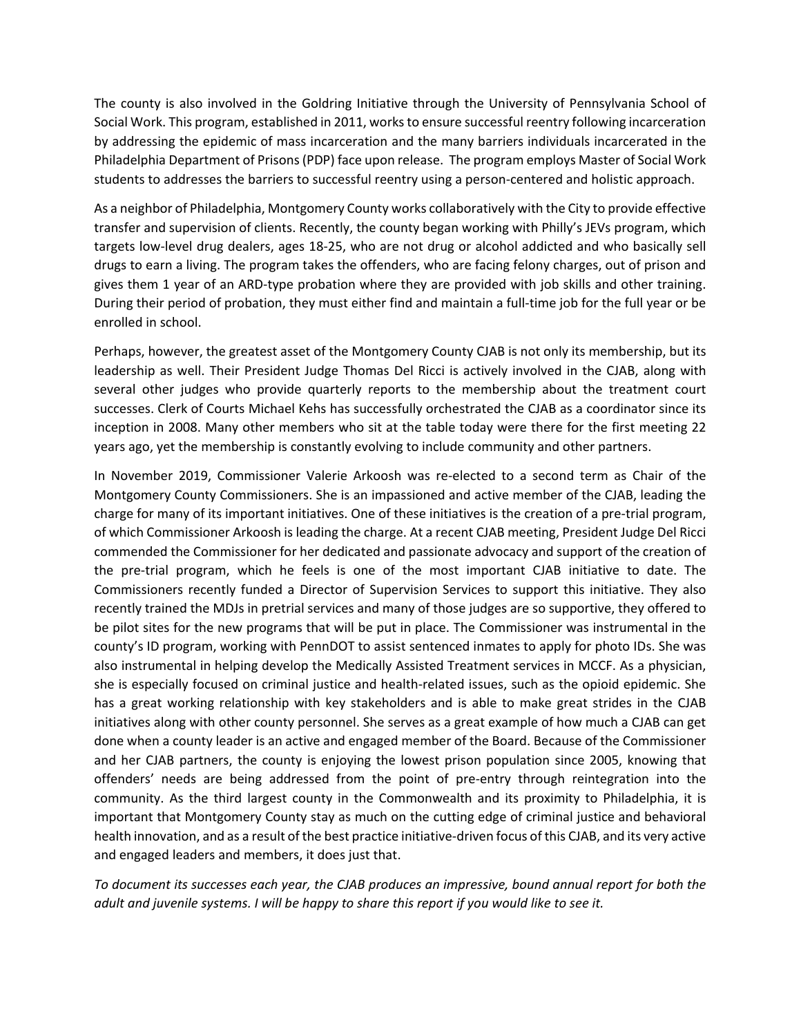The county is also involved in the Goldring Initiative through the University of Pennsylvania School of Social Work. This program, established in 2011, works to ensure successful reentry following incarceration by addressing the epidemic of mass incarceration and the many barriers individuals incarcerated in the Philadelphia Department of Prisons (PDP) face upon release. The program employs Master of Social Work students to addresses the barriers to successful reentry using a person-centered and holistic approach.

As a neighbor of Philadelphia, Montgomery County works collaboratively with the City to provide effective transfer and supervision of clients. Recently, the county began working with Philly's JEVs program, which targets low-level drug dealers, ages 18-25, who are not drug or alcohol addicted and who basically sell drugs to earn a living. The program takes the offenders, who are facing felony charges, out of prison and gives them 1 year of an ARD-type probation where they are provided with job skills and other training. During their period of probation, they must either find and maintain a full-time job for the full year or be enrolled in school.

Perhaps, however, the greatest asset of the Montgomery County CJAB is not only its membership, but its leadership as well. Their President Judge Thomas Del Ricci is actively involved in the CJAB, along with several other judges who provide quarterly reports to the membership about the treatment court successes. Clerk of Courts Michael Kehs has successfully orchestrated the CJAB as a coordinator since its inception in 2008. Many other members who sit at the table today were there for the first meeting 22 years ago, yet the membership is constantly evolving to include community and other partners.

In November 2019, Commissioner Valerie Arkoosh was re-elected to a second term as Chair of the Montgomery County Commissioners. She is an impassioned and active member of the CJAB, leading the charge for many of its important initiatives. One of these initiatives is the creation of a pre-trial program, of which Commissioner Arkoosh is leading the charge. At a recent CJAB meeting, President Judge Del Ricci commended the Commissioner for her dedicated and passionate advocacy and support of the creation of the pre-trial program, which he feels is one of the most important CJAB initiative to date. The Commissioners recently funded a Director of Supervision Services to support this initiative. They also recently trained the MDJs in pretrial services and many of those judges are so supportive, they offered to be pilot sites for the new programs that will be put in place. The Commissioner was instrumental in the county's ID program, working with PennDOT to assist sentenced inmates to apply for photo IDs. She was also instrumental in helping develop the Medically Assisted Treatment services in MCCF. As a physician, she is especially focused on criminal justice and health-related issues, such as the opioid epidemic. She has a great working relationship with key stakeholders and is able to make great strides in the CJAB initiatives along with other county personnel. She serves as a great example of how much a CJAB can get done when a county leader is an active and engaged member of the Board. Because of the Commissioner and her CJAB partners, the county is enjoying the lowest prison population since 2005, knowing that offenders' needs are being addressed from the point of pre-entry through reintegration into the community. As the third largest county in the Commonwealth and its proximity to Philadelphia, it is important that Montgomery County stay as much on the cutting edge of criminal justice and behavioral health innovation, and as a result of the best practice initiative-driven focus of this CJAB, and its very active and engaged leaders and members, it does just that.

*To document its successes each year, the CJAB produces an impressive, bound annual report for both the adult and juvenile systems. I will be happy to share this report if you would like to see it.*